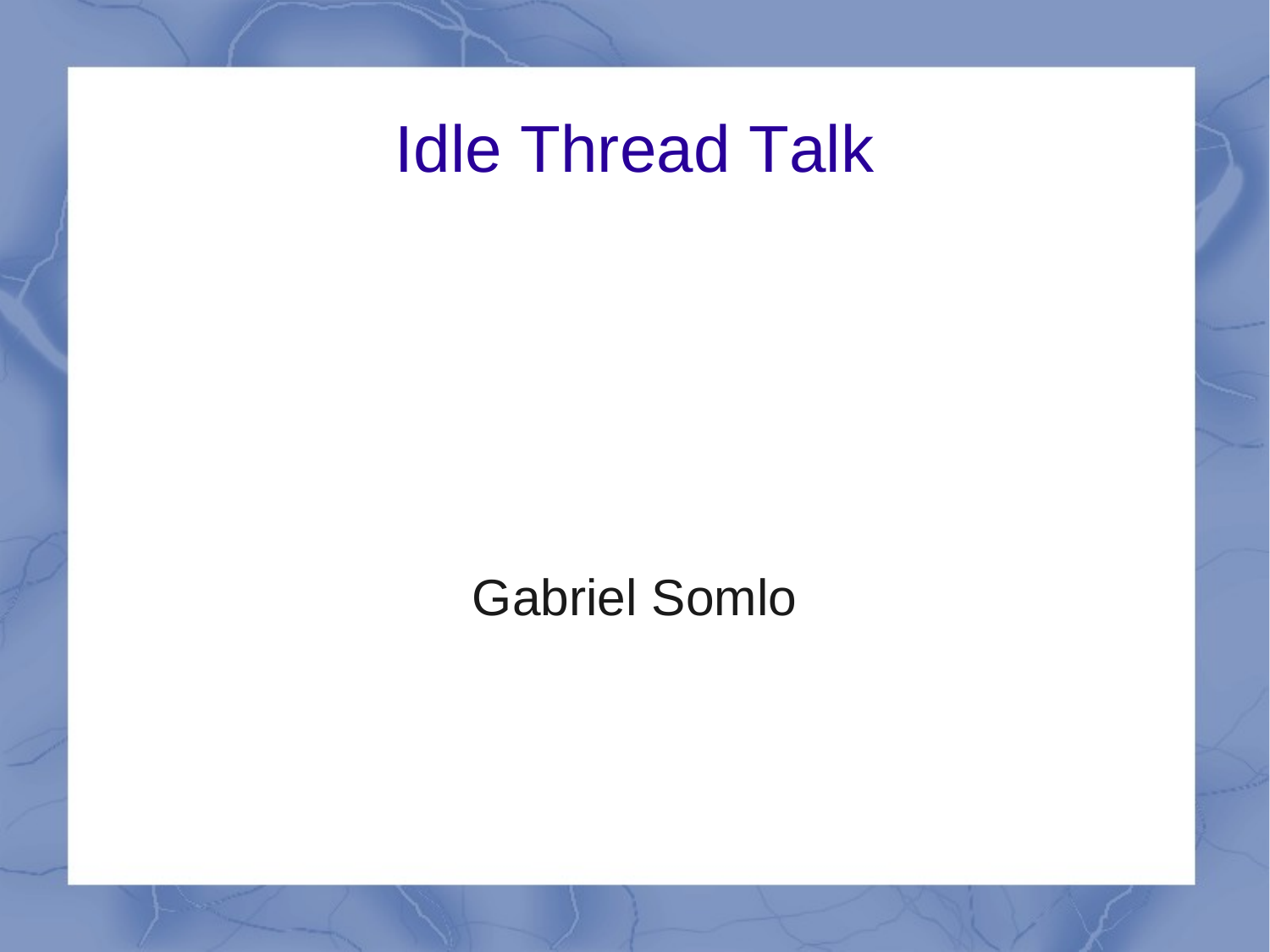# Idle Thread Talk

Gabriel Somlo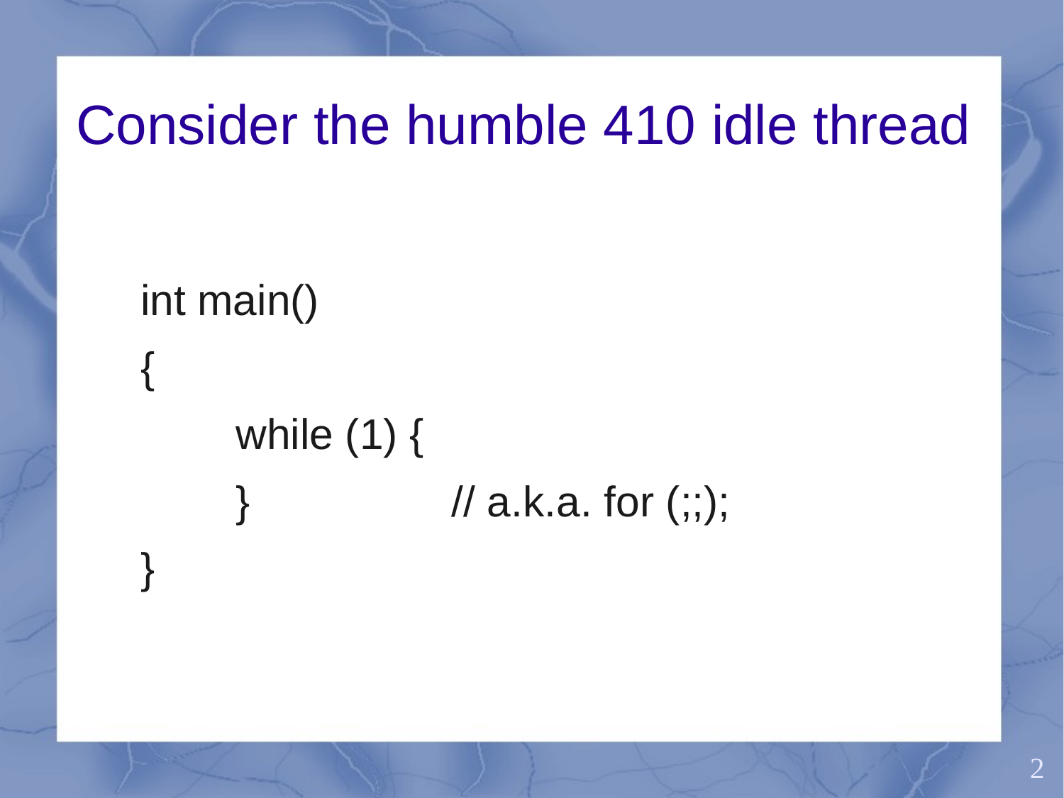# Consider the humble 410 idle thread

```
int main()
{
        while (1) {
        }               // a.k.a. for (;;);
}
```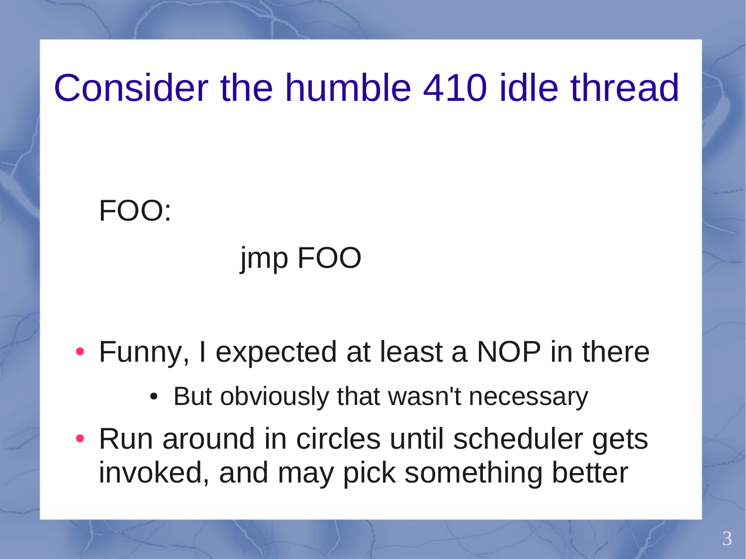# Consider the humble 410 idle thread

```
FOO:
        jmp FOO
```

- Funny, I expected at least a NOP in there
  - But obviously that wasn't necessary
- Run around in circles until scheduler gets invoked, and may pick something better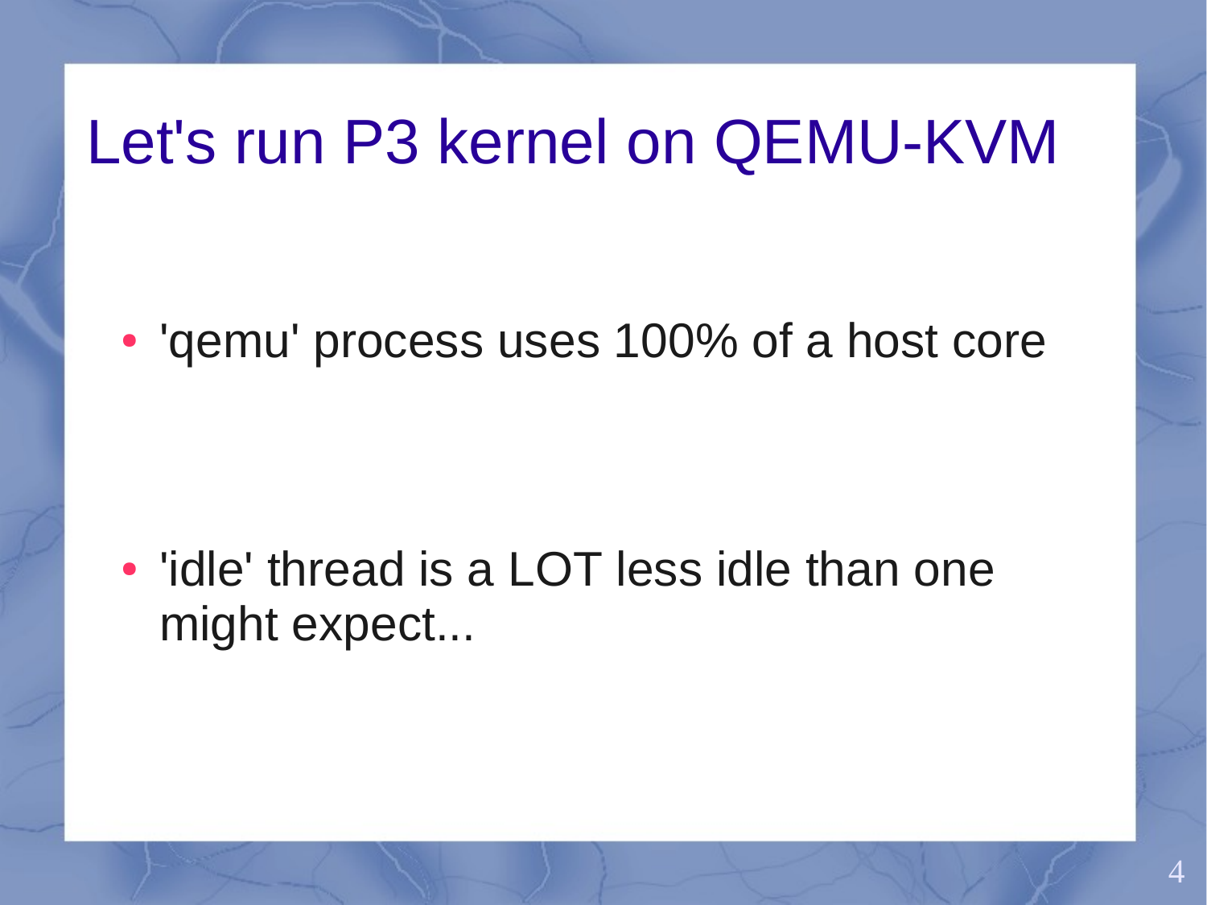# Let's run P3 kernel on QEMU-KVM

- 'qemu' process uses 100% of a host core

- 'idle' thread is a LOT less idle than one might expect...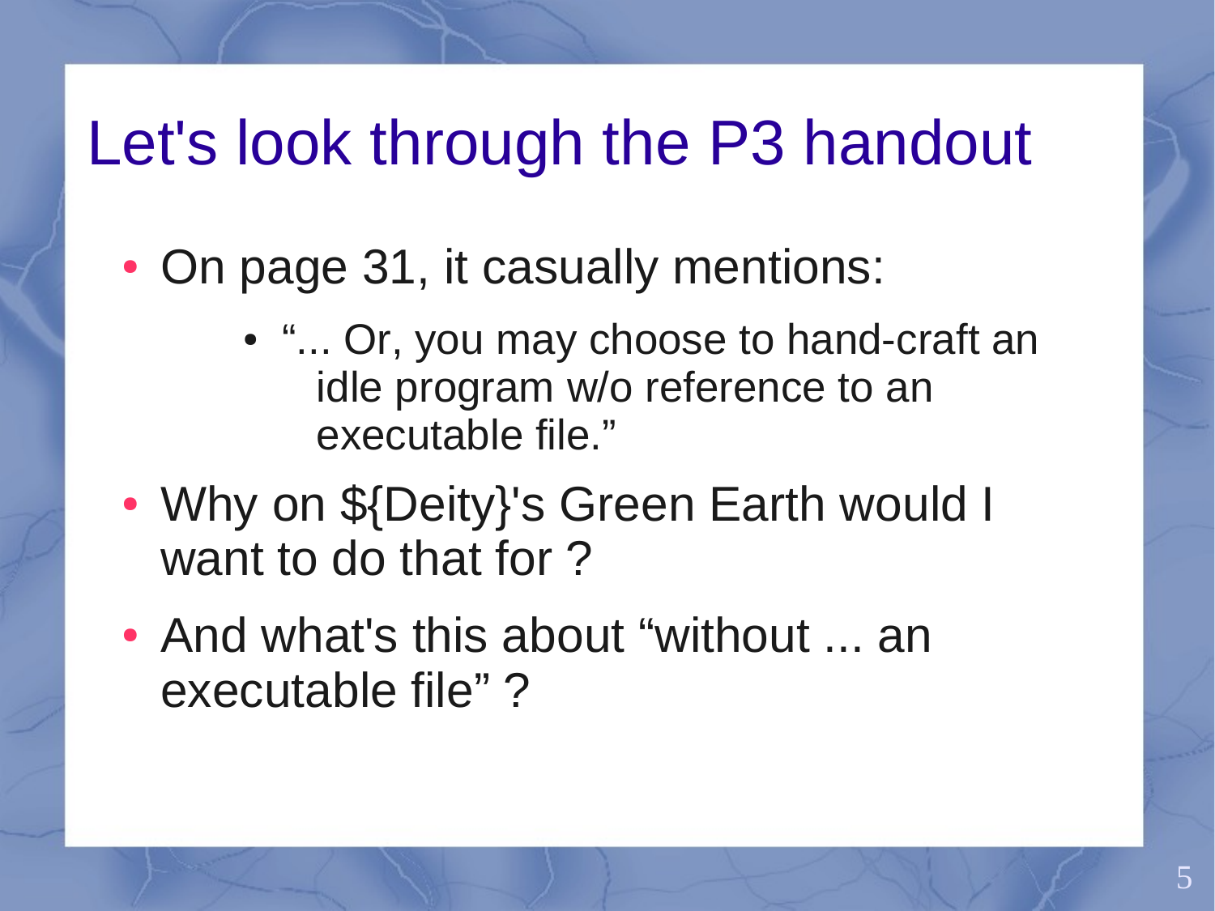# Let's look through the P3 handout

- On page 31, it casually mentions:
  - "... Or, you may choose to hand-craft an idle program w/o reference to an executable file."
- Why on ${Deity}'s Green Earth would I want to do that for ?
- And what's this about "without ... an executable file" ?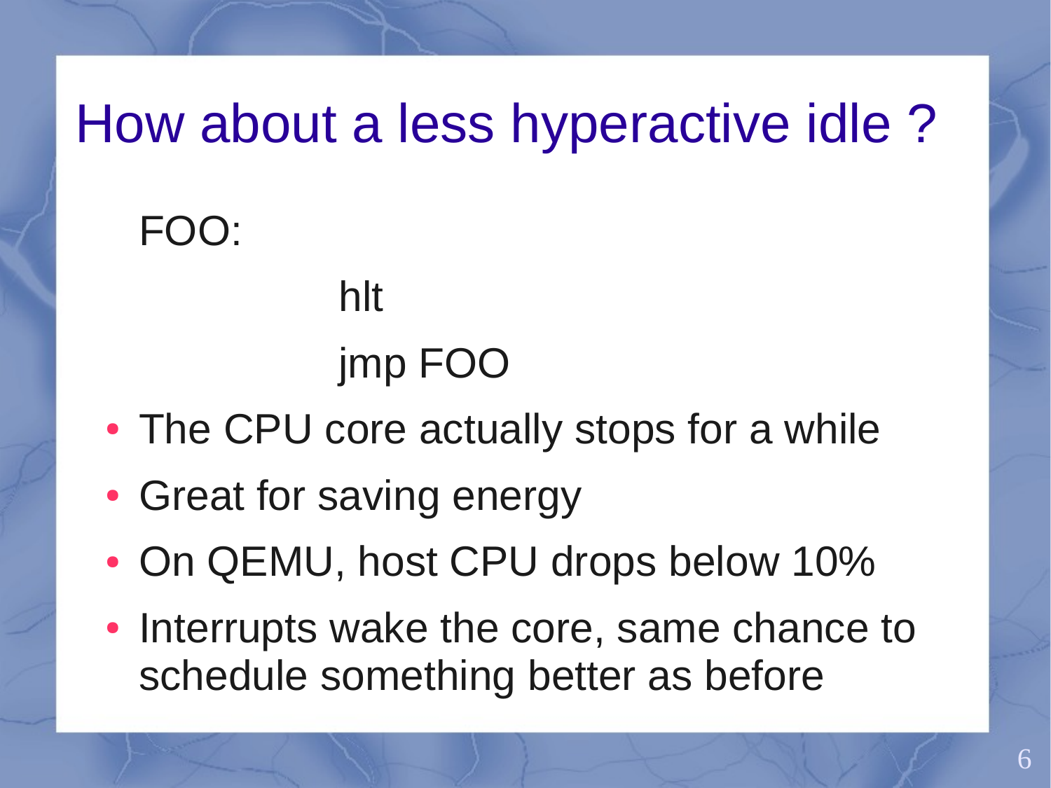# How about a less hyperactive idle ?

```
FOO:
        hlt
        jmp FOO
```

- The CPU core actually stops for a while
- Great for saving energy
- On QEMU, host CPU drops below 10%
- Interrupts wake the core, same chance to schedule something better as before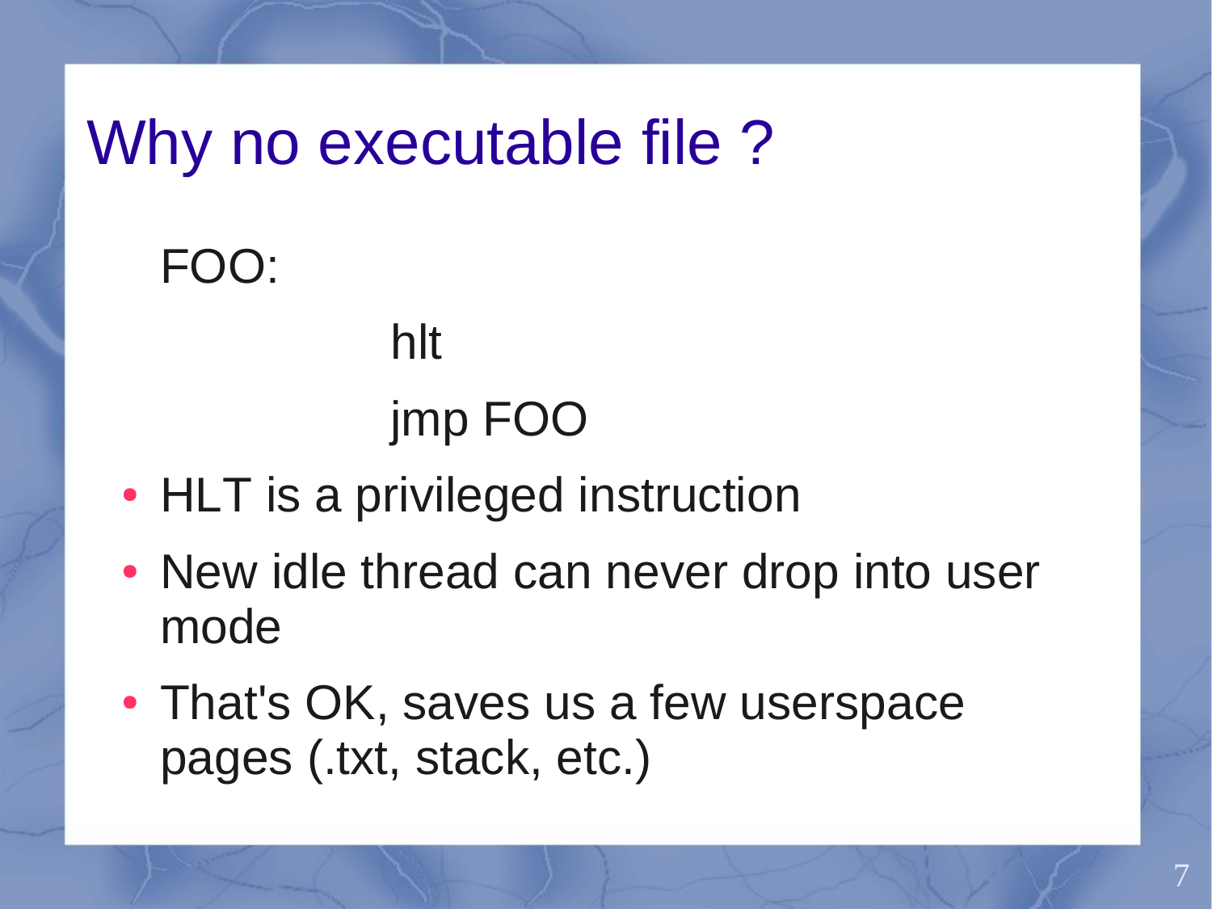# Why no executable file ?

```
FOO:
        hlt
        jmp FOO
```

- HLT is a privileged instruction
- New idle thread can never drop into user mode
- That's OK, saves us a few userspace pages (.txt, stack, etc.)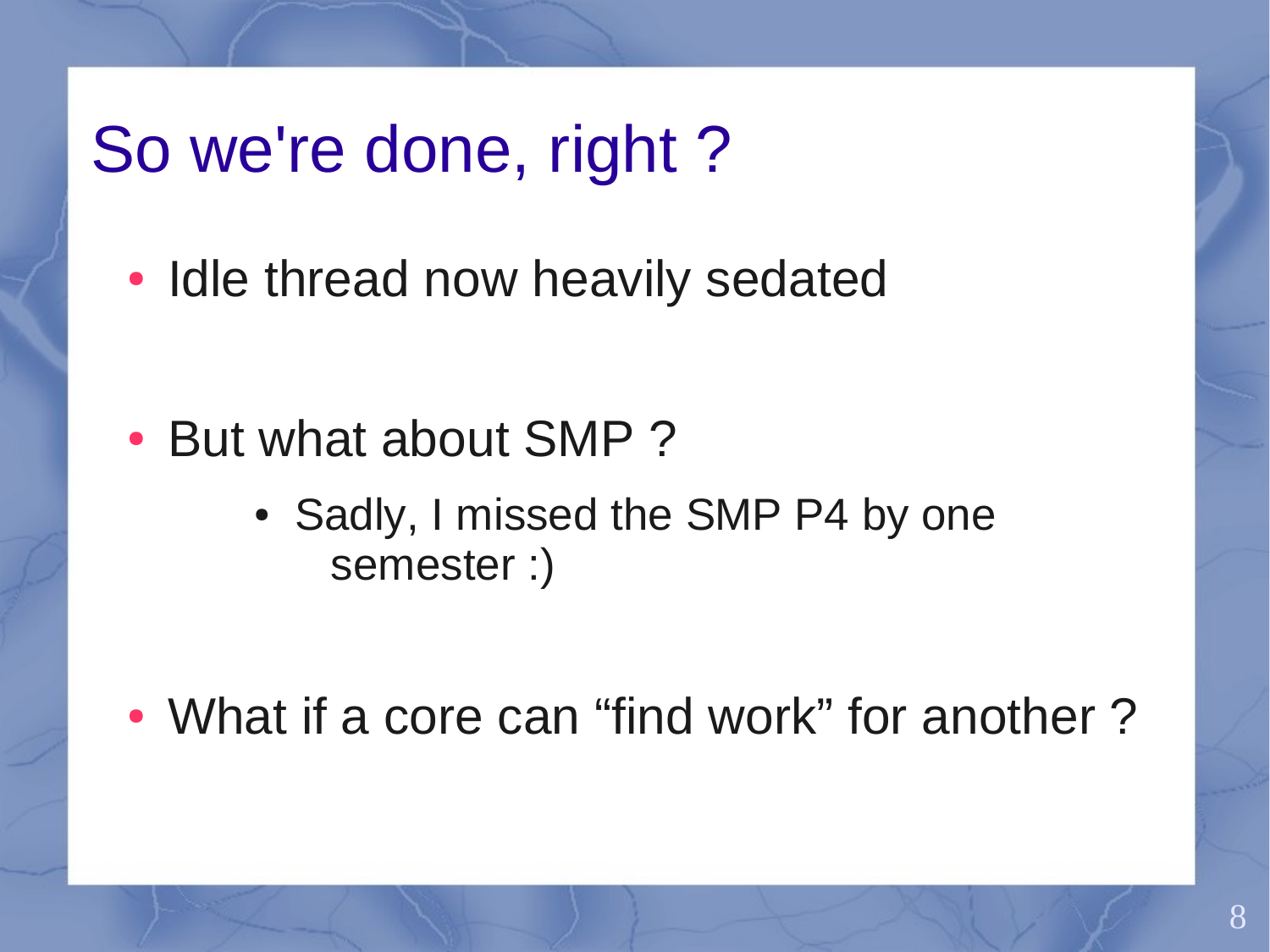# So we're done, right ?

- Idle thread now heavily sedated
- But what about SMP ?
  - Sadly, I missed the SMP P4 by one semester :)
- What if a core can “find work” for another ?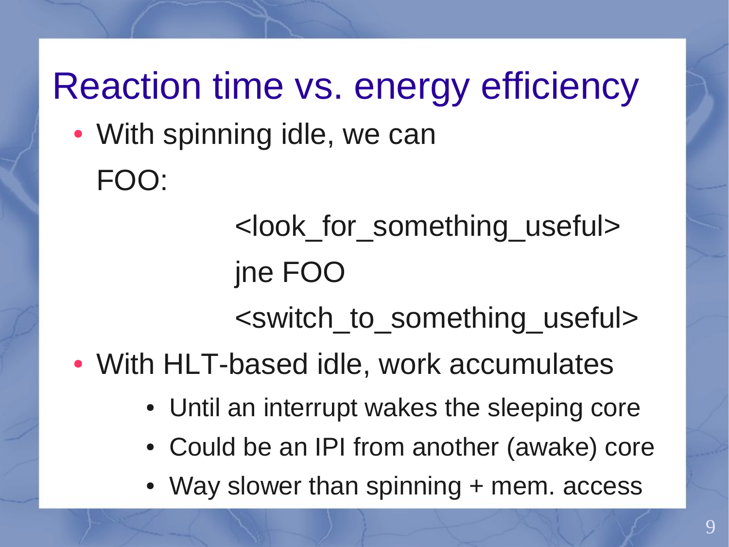# Reaction time vs. energy efficiency

- With spinning idle, we can

```
FOO:
        <look_for_something_useful>
        jne FOO
        <switch_to_something_useful>
```

- With HLT-based idle, work accumulates
  - Until an interrupt wakes the sleeping core
  - Could be an IPI from another (awake) core
  - Way slower than spinning + mem. access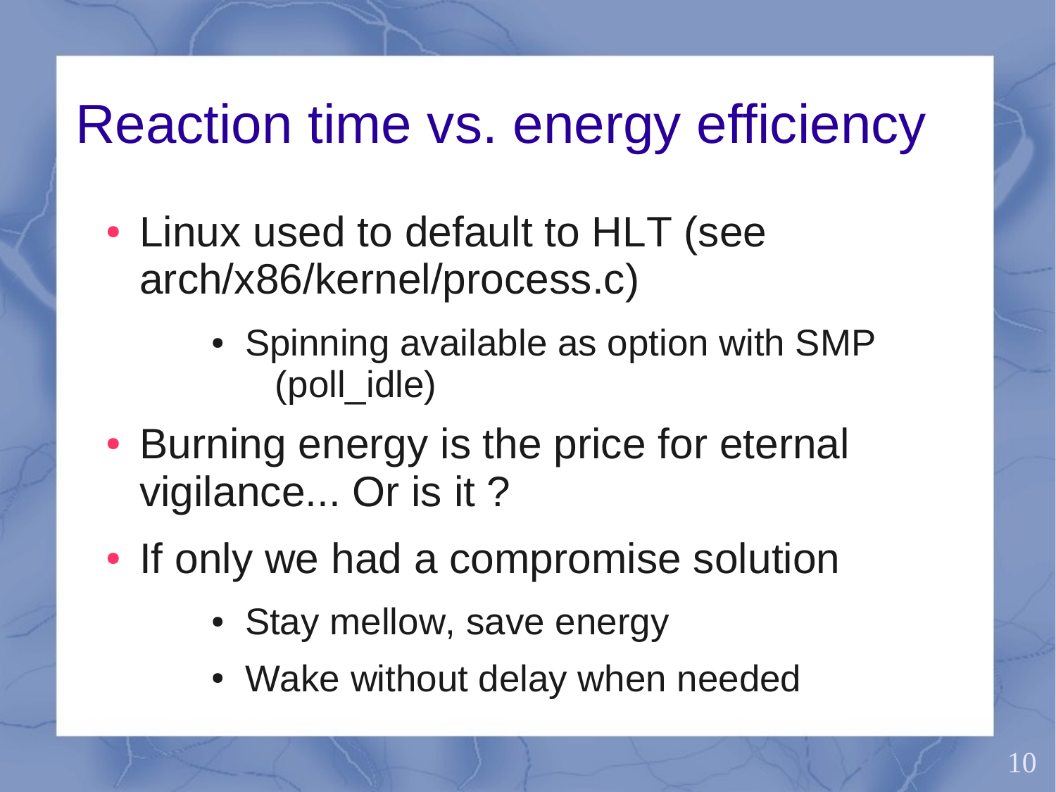# Reaction time vs. energy efficiency

- Linux used to default to HLT (see arch/x86/kernel/process.c)
  - Spinning available as option with SMP (poll_idle)
- Burning energy is the price for eternal vigilance... Or is it ?
- If only we had a compromise solution
  - Stay mellow, save energy
  - Wake without delay when needed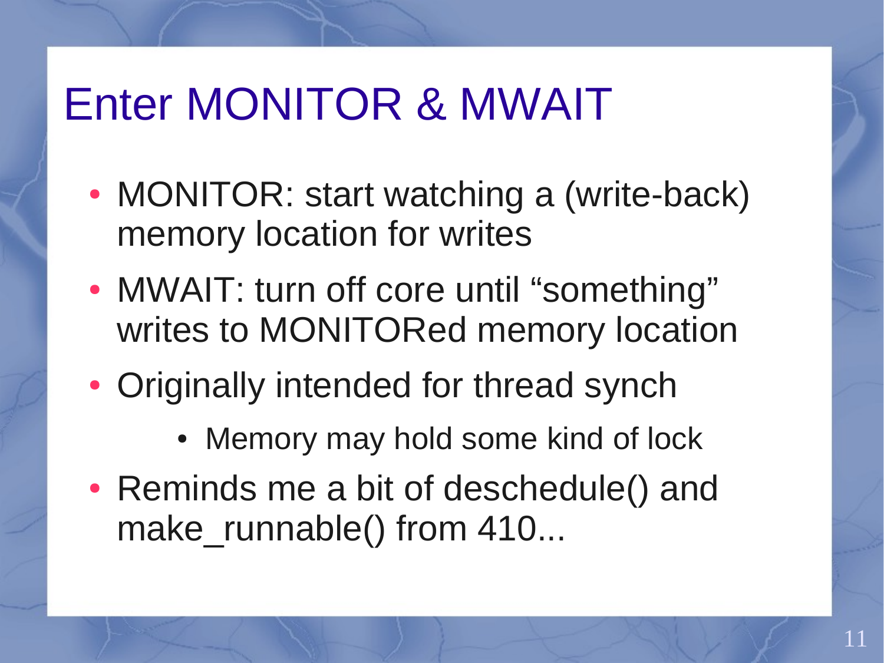# Enter MONITOR & MWAIT

- MONITOR: start watching a (write-back) memory location for writes
- MWAIT: turn off core until “something” writes to MONITORed memory location
- Originally intended for thread synch
  - Memory may hold some kind of lock
- Reminds me a bit of deschedule() and make_runnable() from 410...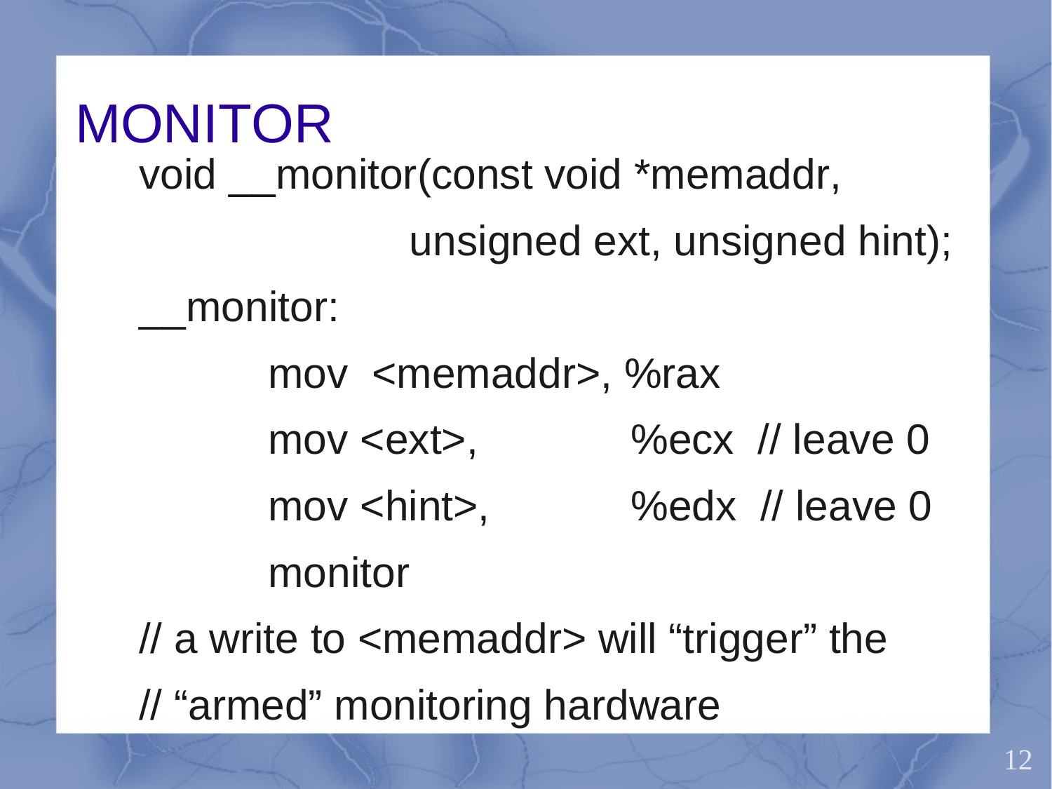# MONITOR

```
void __monitor(const void *memaddr,
               unsigned ext, unsigned hint);

__monitor:
        mov  <memaddr>, %rax
        mov <ext>,      %ecx  // leave 0
        mov <hint>,     %edx  // leave 0
        monitor

// a write to <memaddr> will “trigger” the
// “armed” monitoring hardware
```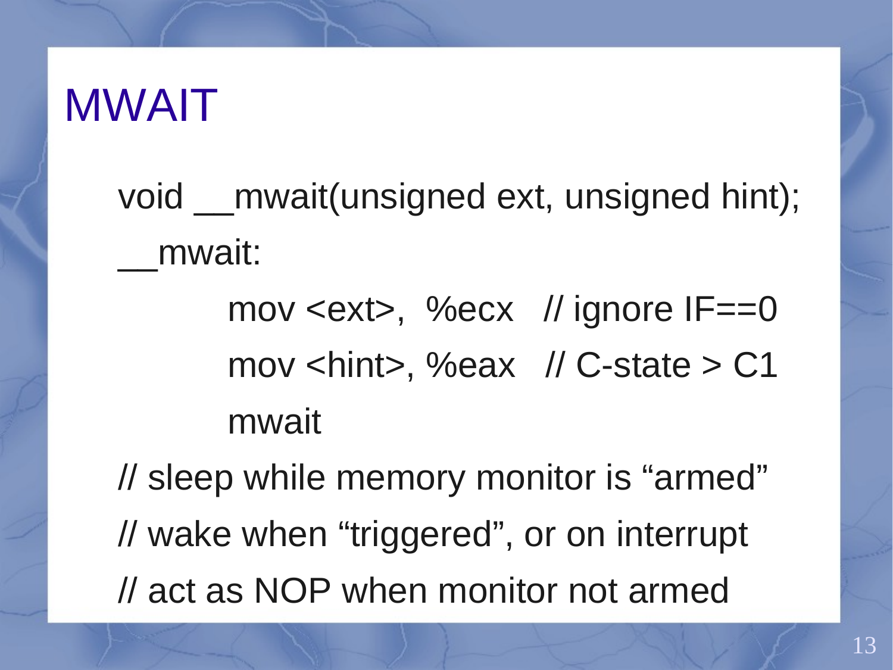# MWAIT

```
void __mwait(unsigned ext, unsigned hint);
__mwait:
        mov <ext>,  %ecx   // ignore IF==0
        mov <hint>, %eax   // C-state > C1
        mwait
// sleep while memory monitor is "armed"
// wake when "triggered", or on interrupt
// act as NOP when monitor not armed
```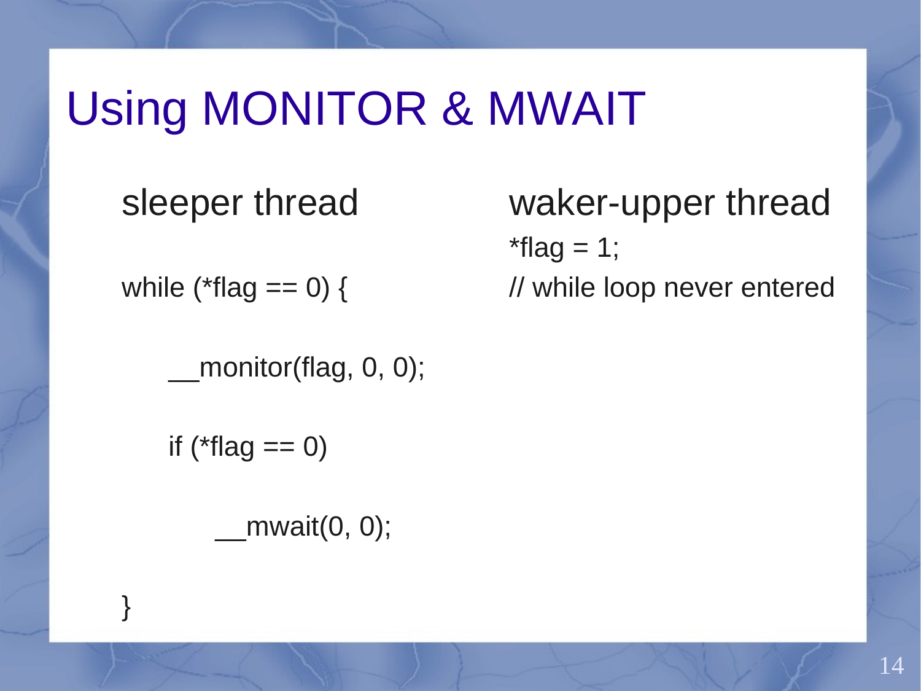# Using MONITOR & MWAIT

**sleeper thread**

```
while (*flag == 0) {
    __monitor(flag, 0, 0);
    if (*flag == 0)
        __mwait(0, 0);
}
```

**waker-upper thread**

```
*flag = 1;
// while loop never entered
```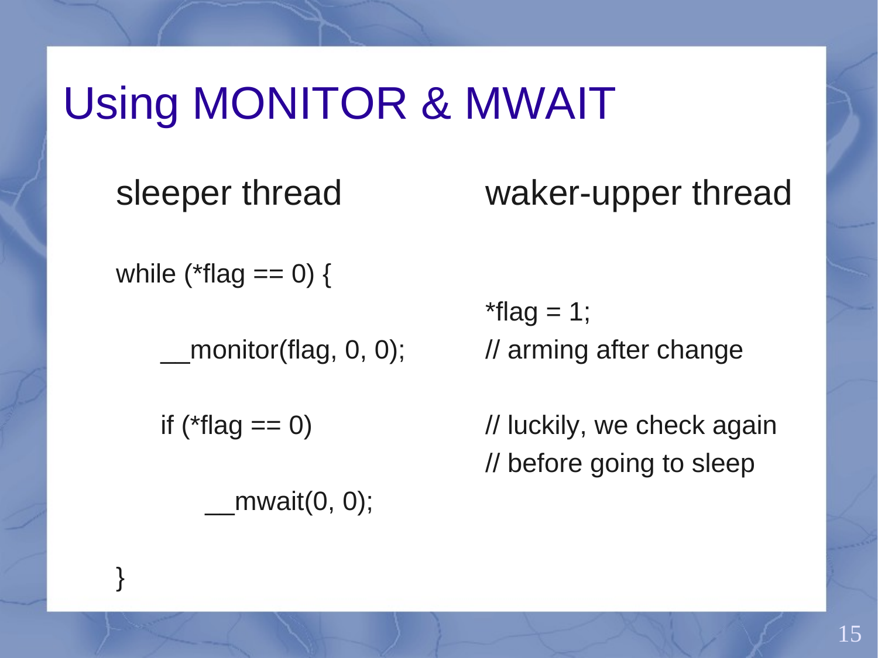# Using MONITOR & MWAIT

**sleeper thread**

```
while (*flag == 0) {

    __monitor(flag, 0, 0);

    if (*flag == 0)

        __mwait(0, 0);

}
```

**waker-upper thread**

```
*flag = 1;
// arming after change

// luckily, we check again
// before going to sleep
```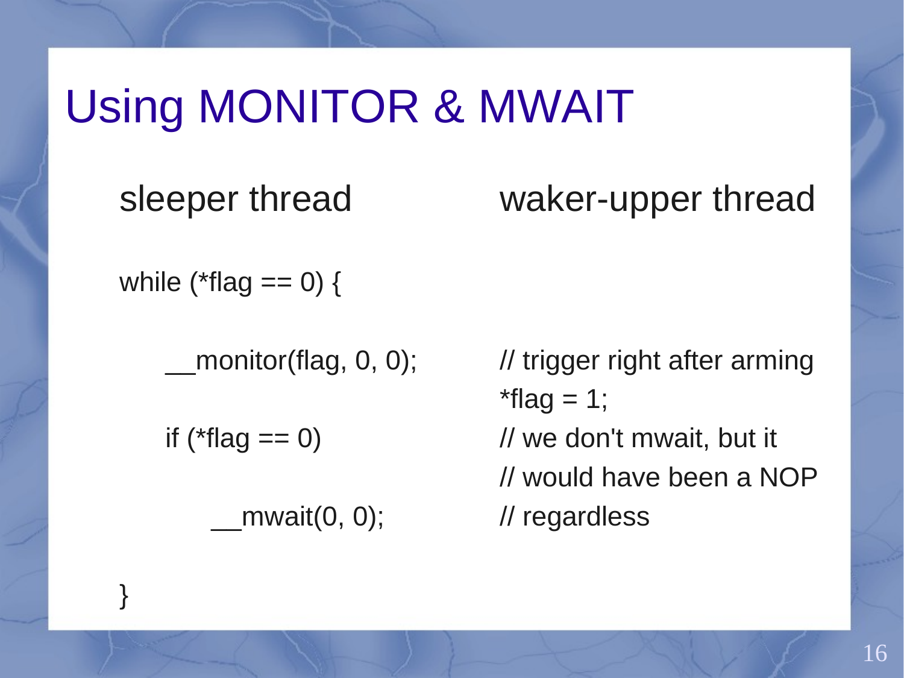# Using MONITOR & MWAIT

sleeper thread

```
while (*flag == 0) {

    __monitor(flag, 0, 0);

    if (*flag == 0)

        __mwait(0, 0);

}
```

waker-upper thread

```
// trigger right after arming
*flag = 1;
// we don't mwait, but it
// would have been a NOP
// regardless
```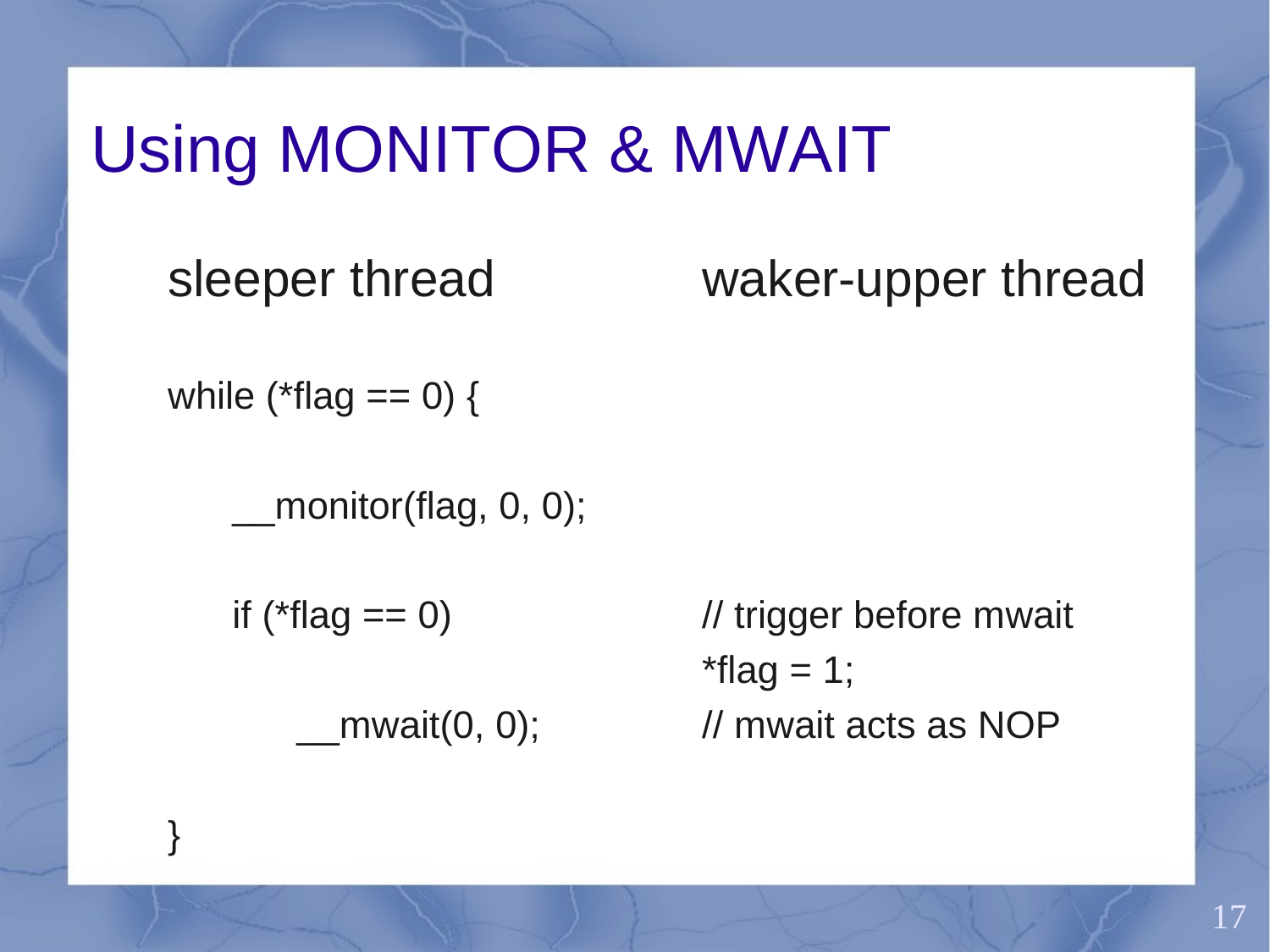# Using MONITOR & MWAIT

**sleeper thread**

```
while (*flag == 0) {
    __monitor(flag, 0, 0);
    if (*flag == 0)
        __mwait(0, 0);
}
```

**waker-upper thread**

```
// trigger before mwait
*flag = 1;
// mwait acts as NOP
```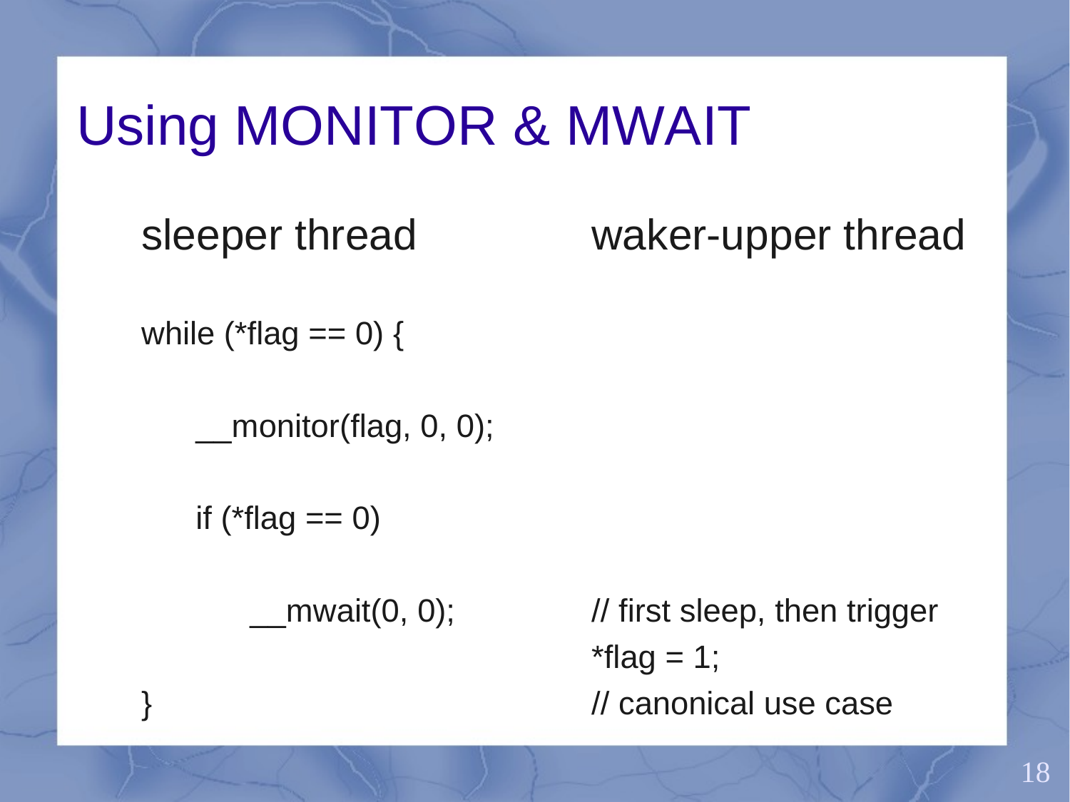# Using MONITOR & MWAIT

**sleeper thread**

```
while (*flag == 0) {
    __monitor(flag, 0, 0);
    if (*flag == 0)
        __mwait(0, 0);
}
```

**waker-upper thread**

```
// first sleep, then trigger
*flag = 1;
// canonical use case
```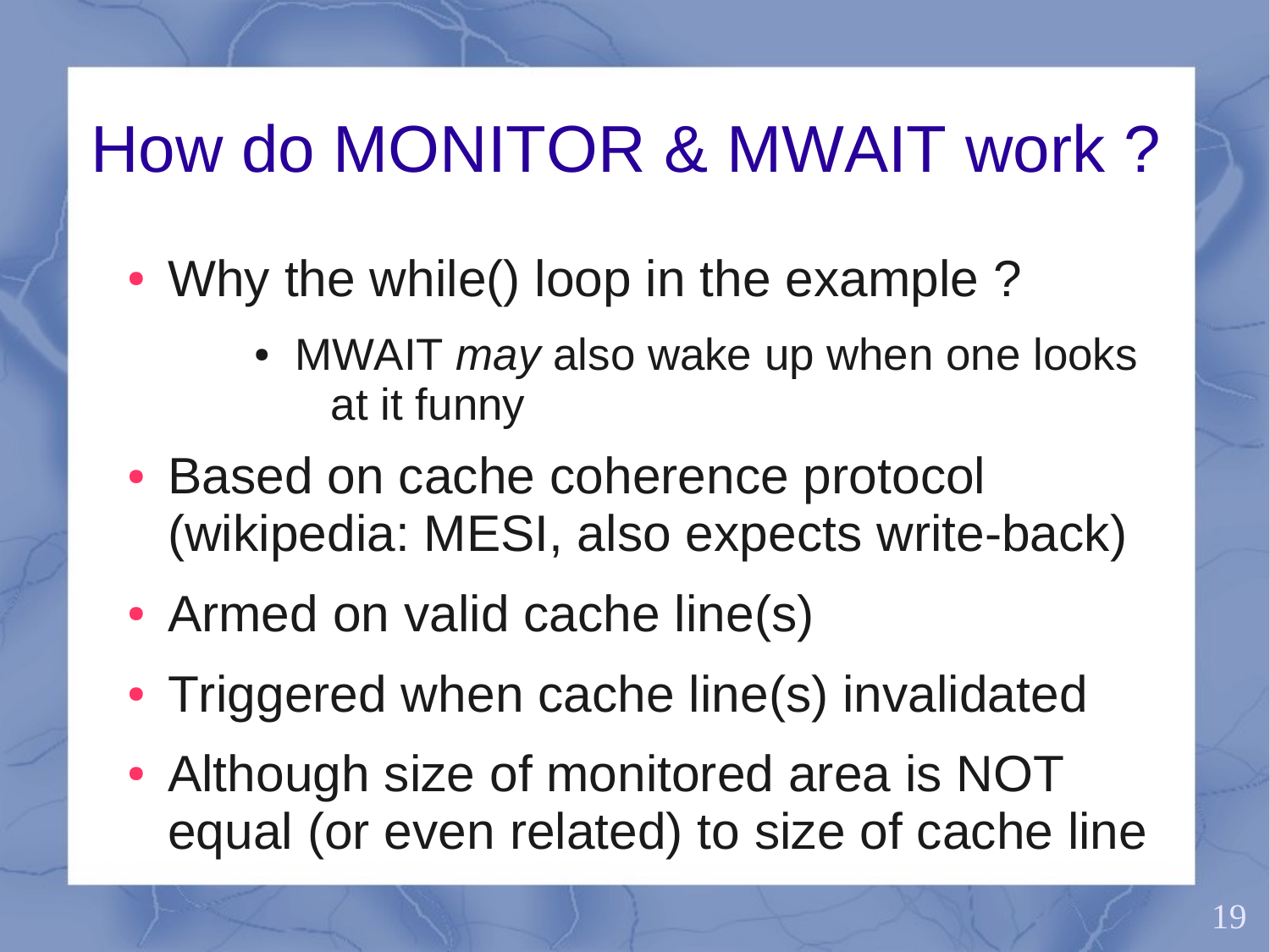# How do MONITOR & MWAIT work ?

- Why the while() loop in the example ?
  - MWAIT *may* also wake up when one looks at it funny
- Based on cache coherence protocol (wikipedia: MESI, also expects write-back)
- Armed on valid cache line(s)
- Triggered when cache line(s) invalidated
- Although size of monitored area is NOT equal (or even related) to size of cache line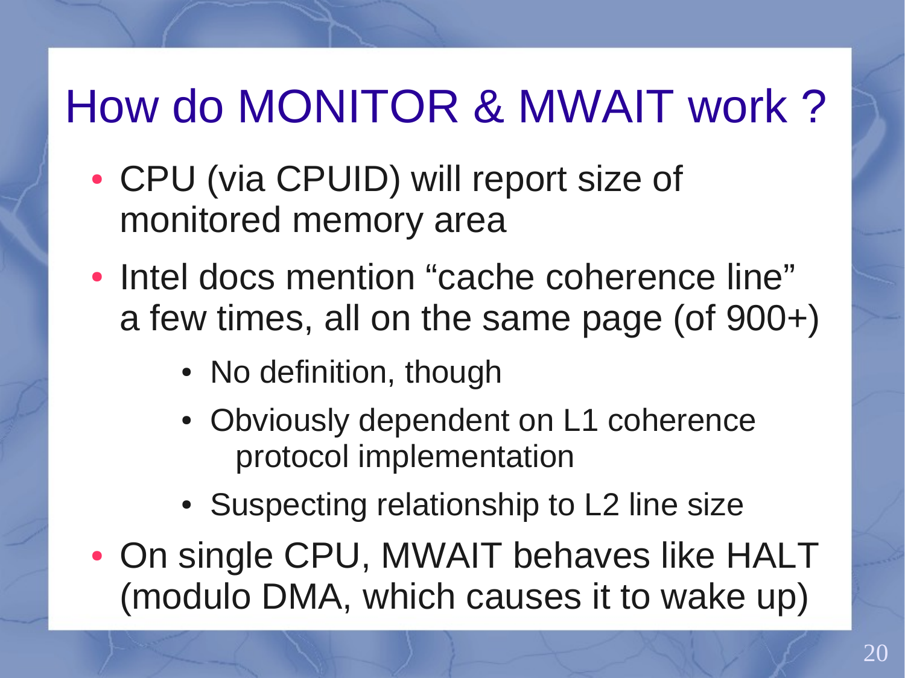# How do MONITOR & MWAIT work ?

- CPU (via CPUID) will report size of monitored memory area
- Intel docs mention “cache coherence line” a few times, all on the same page (of 900+)
  - No definition, though
  - Obviously dependent on L1 coherence protocol implementation
  - Suspecting relationship to L2 line size
- On single CPU, MWAIT behaves like HALT (modulo DMA, which causes it to wake up)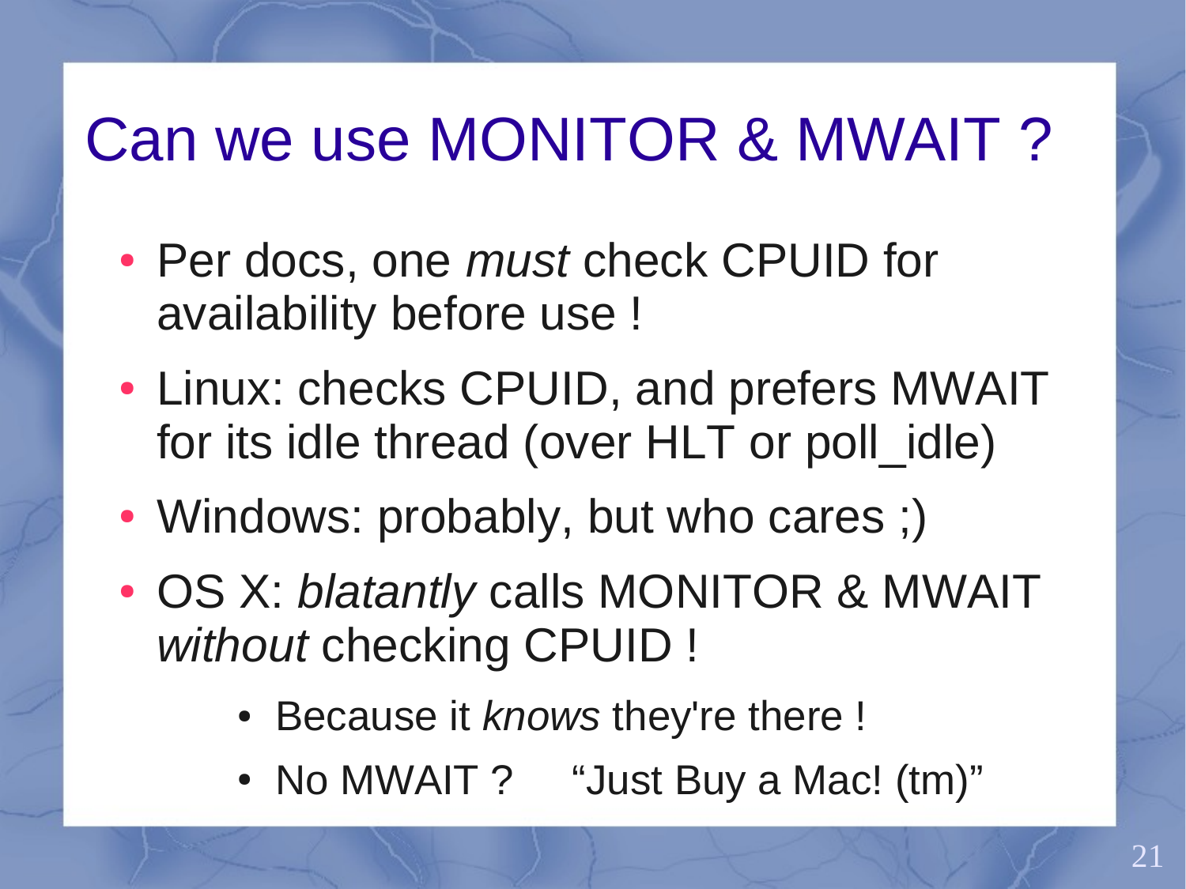# Can we use MONITOR & MWAIT ?

- Per docs, one *must* check CPUID for availability before use !
- Linux: checks CPUID, and prefers MWAIT for its idle thread (over HLT or poll_idle)
- Windows: probably, but who cares ;)
- OS X: *blatantly* calls MONITOR & MWAIT *without* checking CPUID !
  - Because it *knows* they're there !
  - No MWAIT ?    “Just Buy a Mac! (tm)”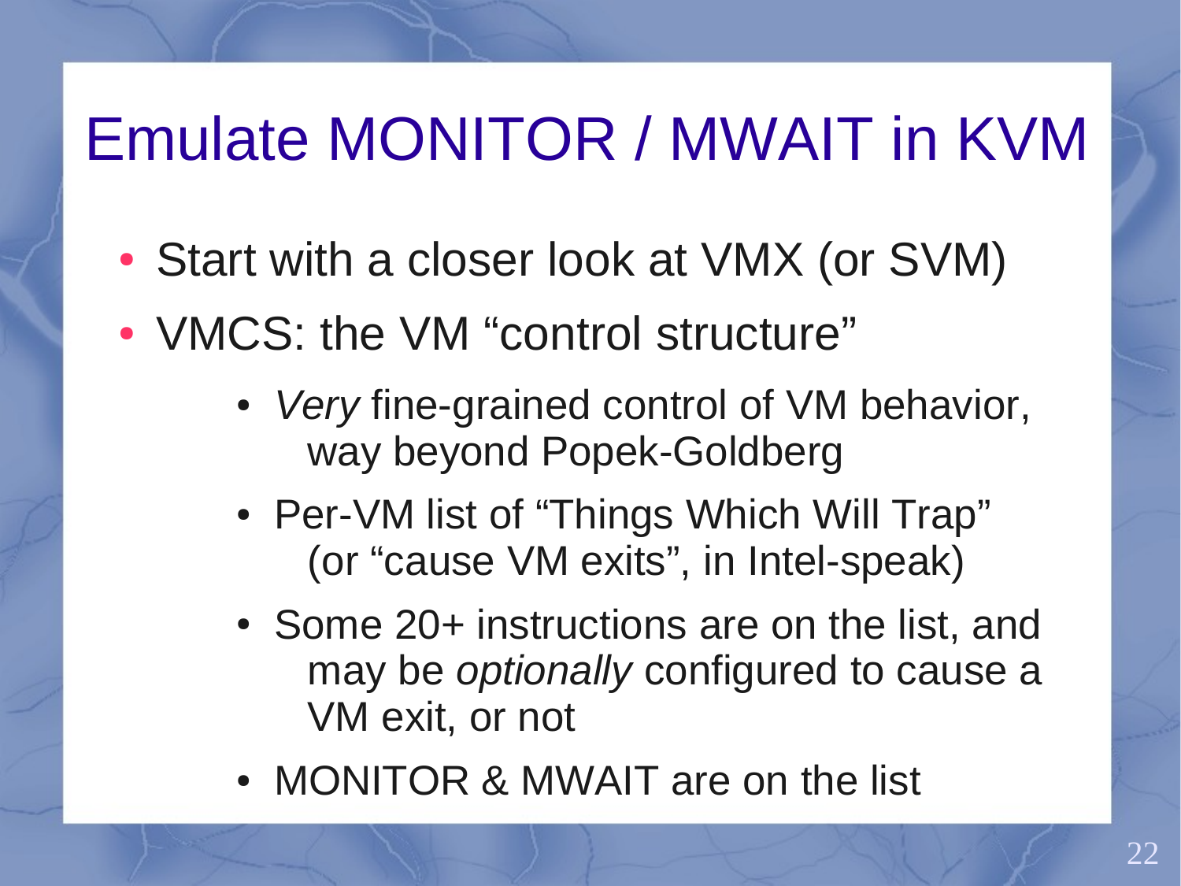# Emulate MONITOR / MWAIT in KVM

- Start with a closer look at VMX (or SVM)
- VMCS: the VM "control structure"
  - *Very* fine-grained control of VM behavior, way beyond Popek-Goldberg
  - Per-VM list of "Things Which Will Trap" (or "cause VM exits", in Intel-speak)
  - Some 20+ instructions are on the list, and may be *optionally* configured to cause a VM exit, or not
  - MONITOR & MWAIT are on the list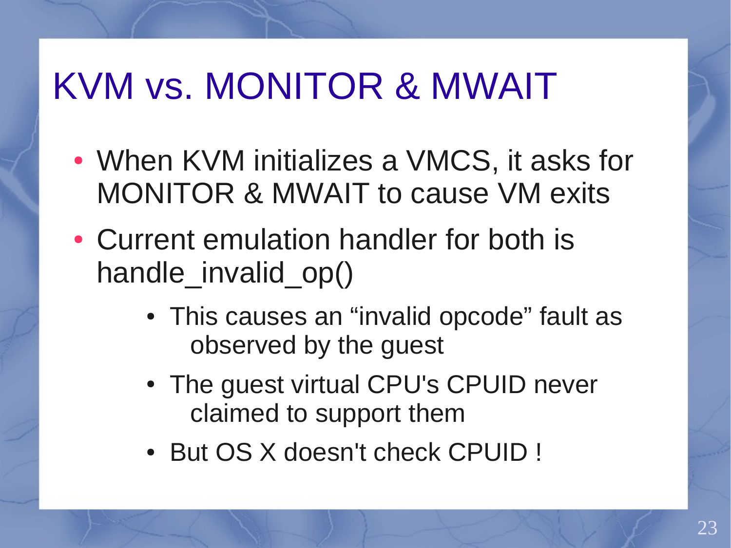# KVM vs. MONITOR & MWAIT

- When KVM initializes a VMCS, it asks for MONITOR & MWAIT to cause VM exits
- Current emulation handler for both is handle_invalid_op()
  - This causes an “invalid opcode” fault as observed by the guest
  - The guest virtual CPU's CPUID never claimed to support them
  - But OS X doesn't check CPUID !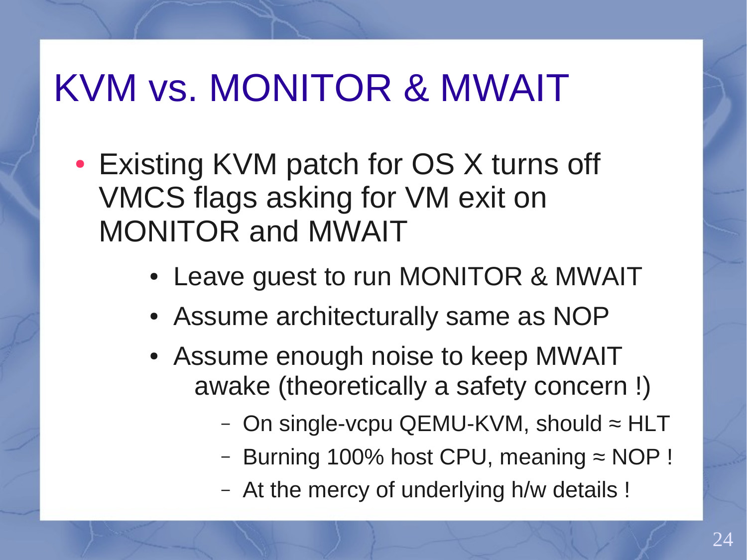# KVM vs. MONITOR & MWAIT

- Existing KVM patch for OS X turns off VMCS flags asking for VM exit on MONITOR and MWAIT
  - Leave guest to run MONITOR & MWAIT
  - Assume architecturally same as NOP
  - Assume enough noise to keep MWAIT awake (theoretically a safety concern !)
    - On single-vcpu QEMU-KVM, should ≈ HLT
    - Burning 100% host CPU, meaning ≈ NOP !
    - At the mercy of underlying h/w details !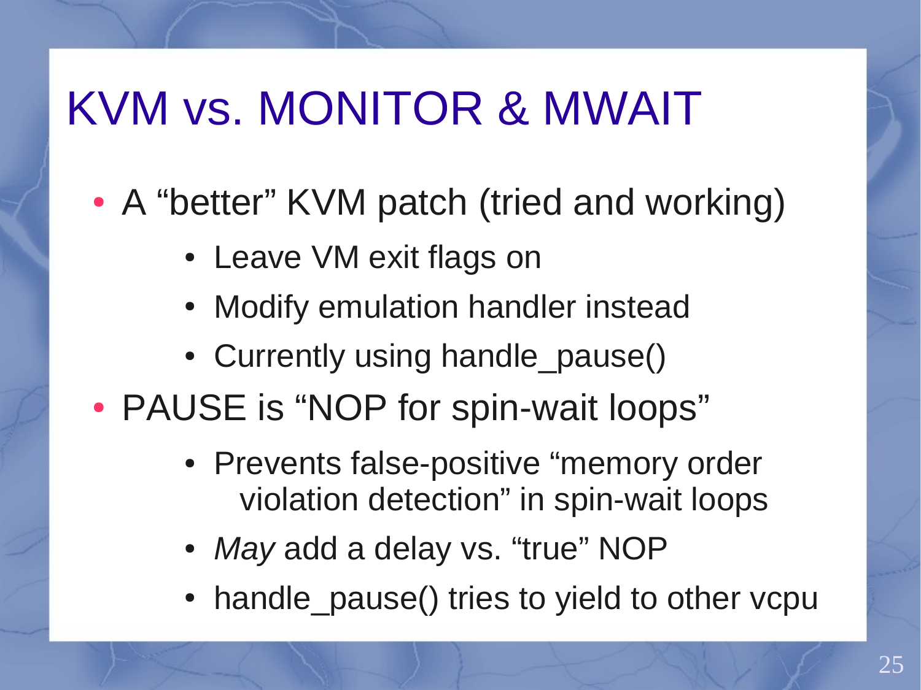# KVM vs. MONITOR & MWAIT

- A “better” KVM patch (tried and working)
  - Leave VM exit flags on
  - Modify emulation handler instead
  - Currently using handle_pause()
- PAUSE is “NOP for spin-wait loops”
  - Prevents false-positive “memory order violation detection” in spin-wait loops
  - *May* add a delay vs. “true” NOP
  - handle_pause() tries to yield to other vcpu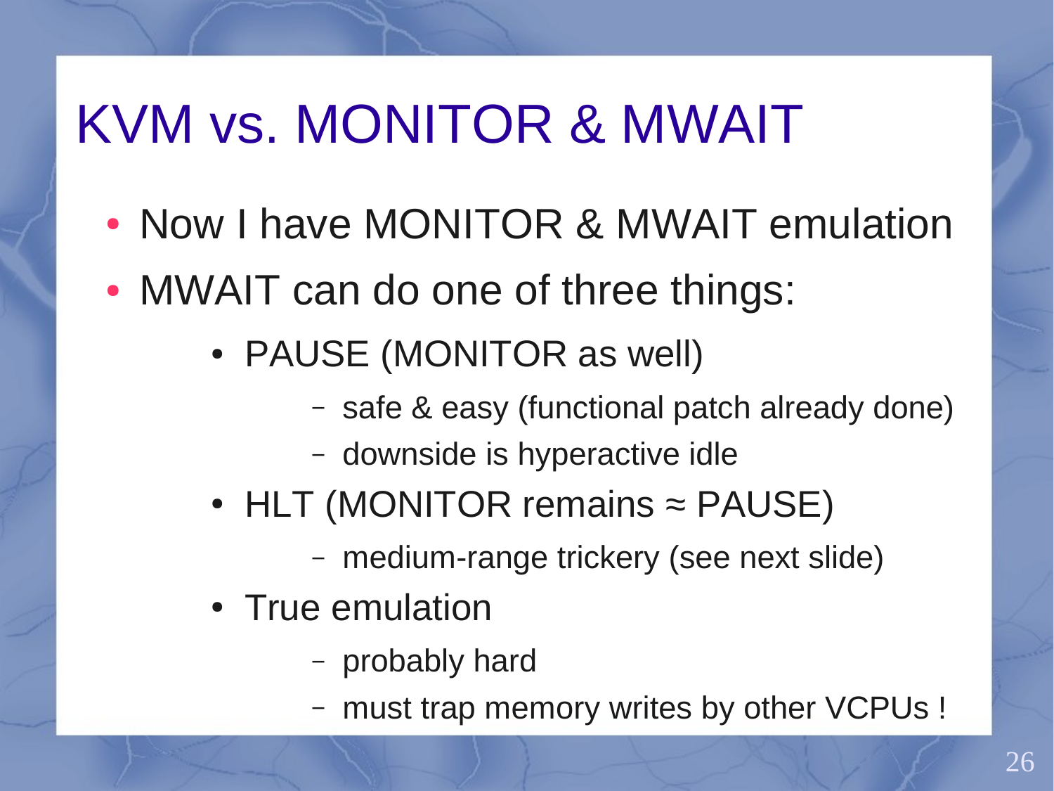# KVM vs. MONITOR & MWAIT

- Now I have MONITOR & MWAIT emulation
- MWAIT can do one of three things:
  - PAUSE (MONITOR as well)
    - safe & easy (functional patch already done)
    - downside is hyperactive idle
  - HLT (MONITOR remains ≈ PAUSE)
    - medium-range trickery (see next slide)
  - True emulation
    - probably hard
    - must trap memory writes by other VCPUs !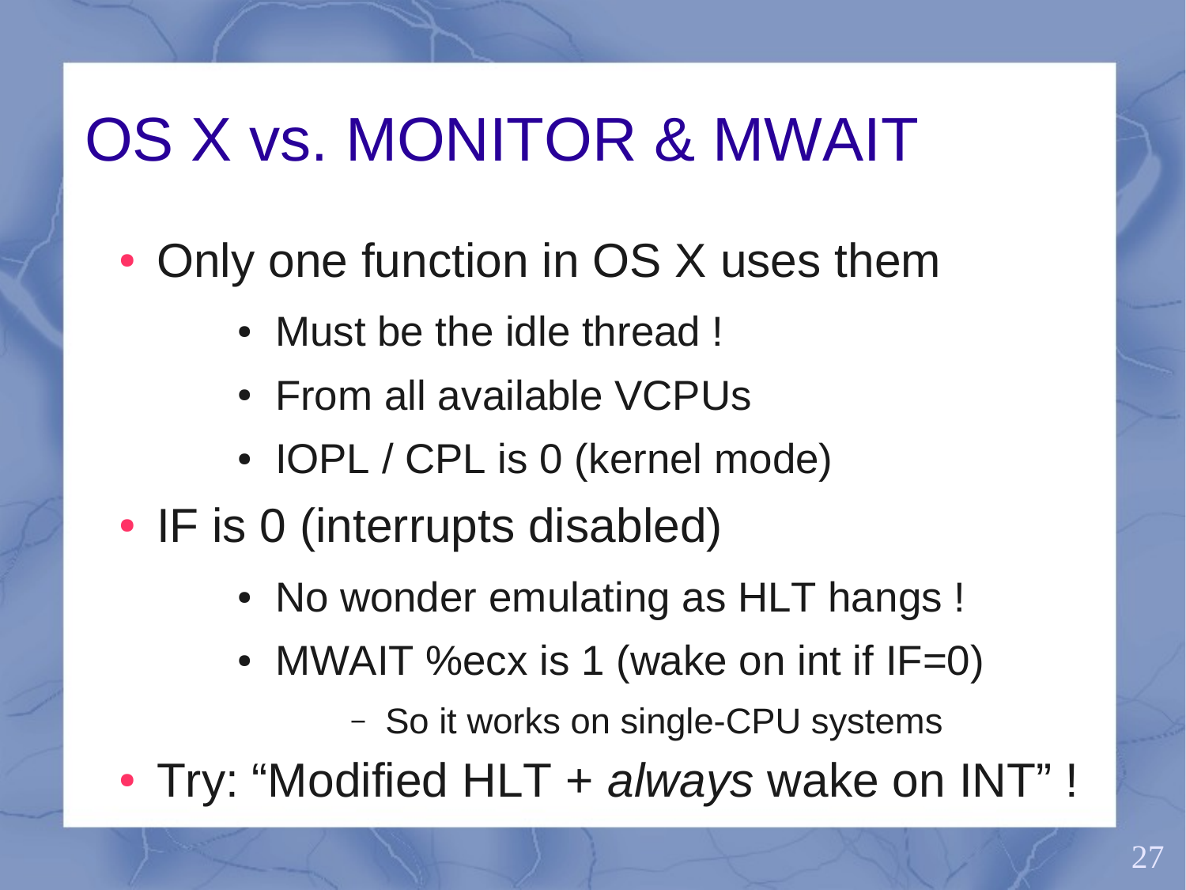# OS X vs. MONITOR & MWAIT

- Only one function in OS X uses them
  - Must be the idle thread !
  - From all available VCPUs
  - IOPL / CPL is 0 (kernel mode)
- IF is 0 (interrupts disabled)
  - No wonder emulating as HLT hangs !
  - MWAIT %ecx is 1 (wake on int if IF=0)
    - So it works on single-CPU systems
- Try: “Modified HLT + *always* wake on INT” !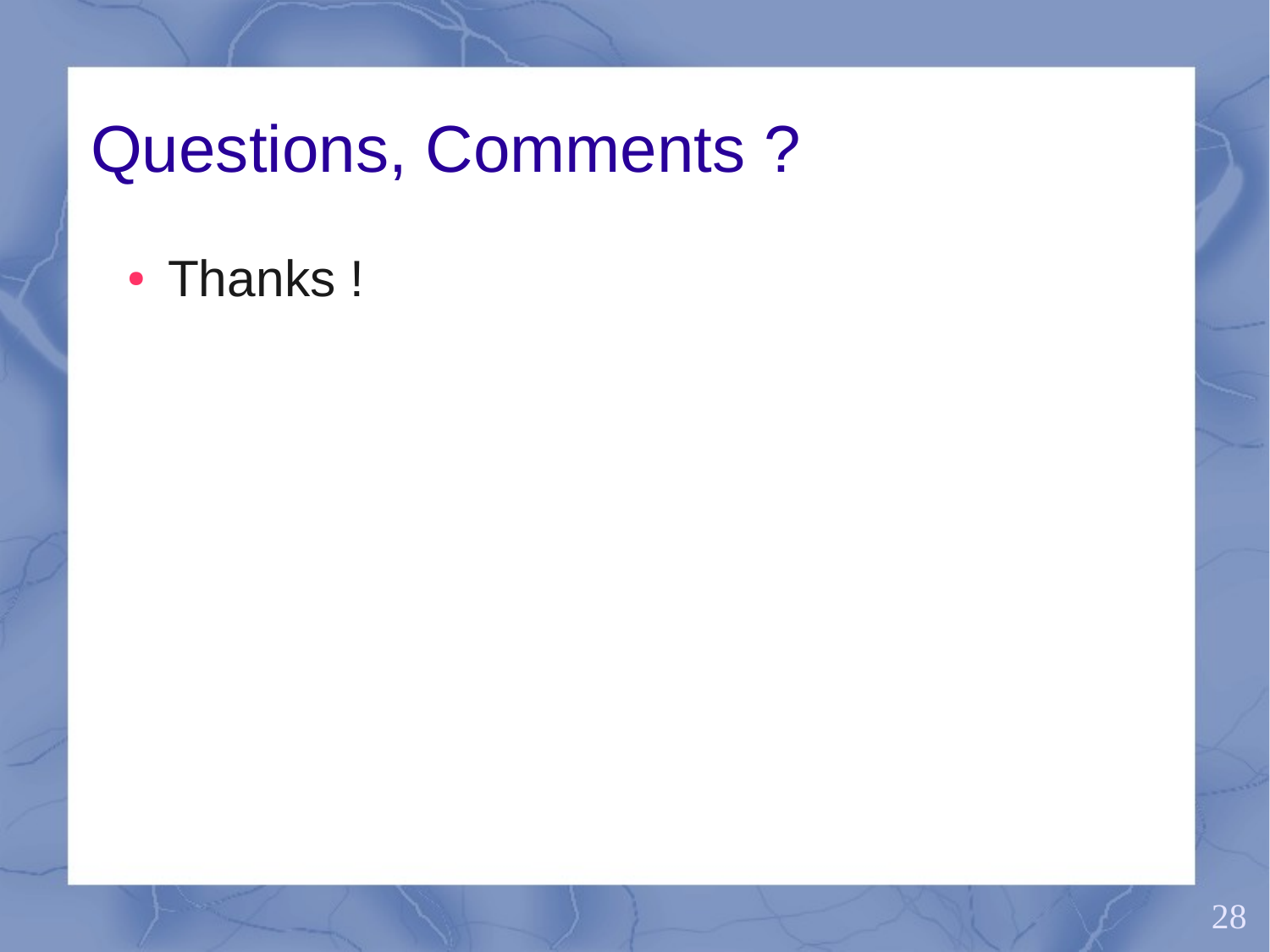# Questions, Comments ?

- Thanks !